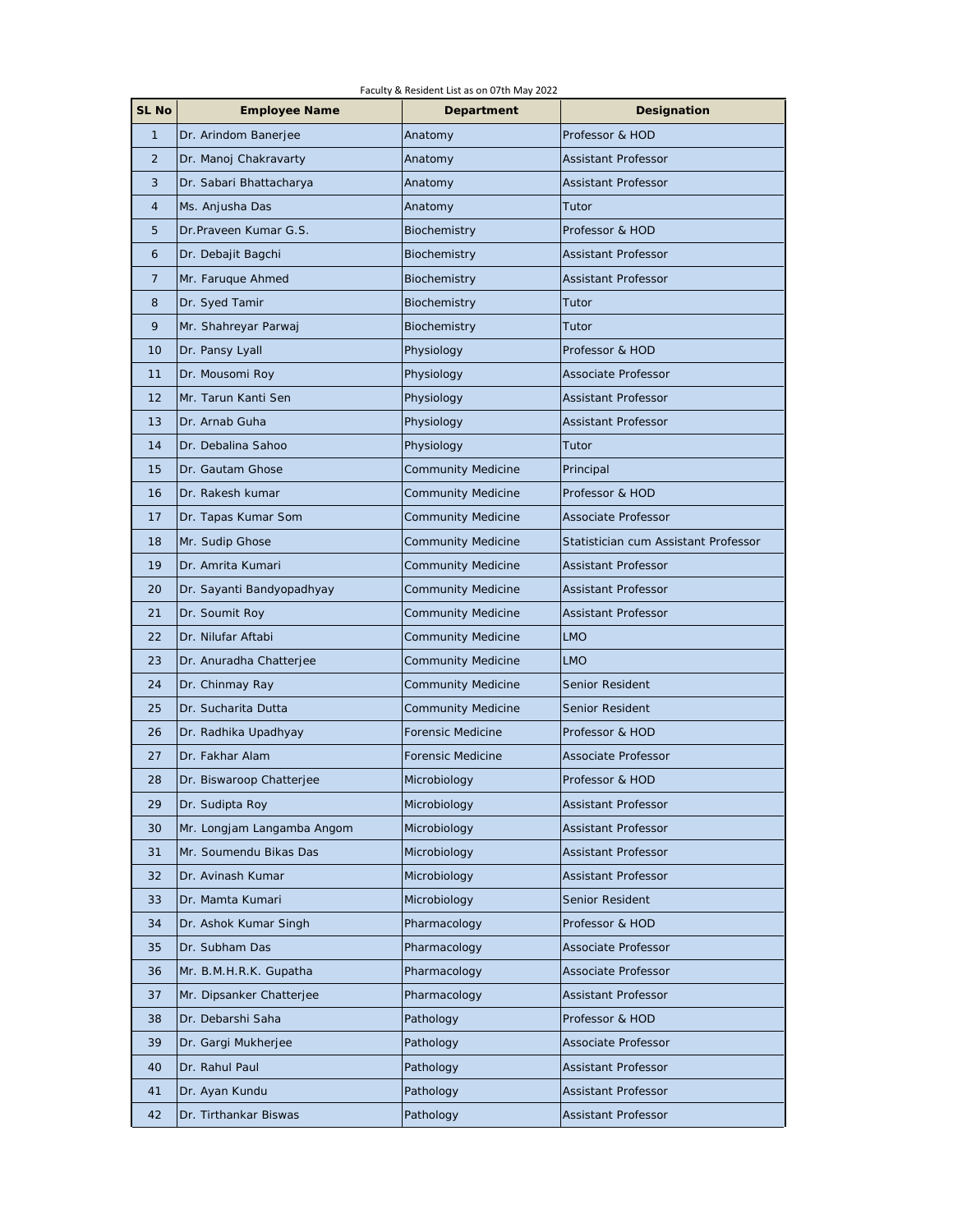Faculty & Resident List as on 07th May 2022

| SL No | Employee Name | Department | Designation |
|---|---|---|---|
| 1 | Dr. Arindom Banerjee | Anatomy | Professor & HOD |
| 2 | Dr. Manoj Chakravarty | Anatomy | Assistant Professor |
| 3 | Dr. Sabari Bhattacharya | Anatomy | Assistant Professor |
| 4 | Ms. Anjusha Das | Anatomy | Tutor |
| 5 | Dr.Praveen Kumar G.S. | Biochemistry | Professor & HOD |
| 6 | Dr. Debajit Bagchi | Biochemistry | Assistant Professor |
| 7 | Mr. Faruque Ahmed | Biochemistry | Assistant Professor |
| 8 | Dr. Syed Tamir | Biochemistry | Tutor |
| 9 | Mr. Shahreyar Parwaj | Biochemistry | Tutor |
| 10 | Dr. Pansy Lyall | Physiology | Professor & HOD |
| 11 | Dr. Mousomi Roy | Physiology | Associate Professor |
| 12 | Mr. Tarun Kanti Sen | Physiology | Assistant Professor |
| 13 | Dr. Arnab Guha | Physiology | Assistant Professor |
| 14 | Dr. Debalina Sahoo | Physiology | Tutor |
| 15 | Dr. Gautam Ghose | Community Medicine | Principal |
| 16 | Dr. Rakesh kumar | Community Medicine | Professor & HOD |
| 17 | Dr. Tapas Kumar Som | Community Medicine | Associate Professor |
| 18 | Mr. Sudip Ghose | Community Medicine | Statistician cum Assistant Professor |
| 19 | Dr. Amrita Kumari | Community Medicine | Assistant Professor |
| 20 | Dr. Sayanti Bandyopadhyay | Community Medicine | Assistant Professor |
| 21 | Dr. Soumit Roy | Community Medicine | Assistant Professor |
| 22 | Dr. Nilufar Aftabi | Community Medicine | LMO |
| 23 | Dr. Anuradha Chatterjee | Community Medicine | LMO |
| 24 | Dr. Chinmay Ray | Community Medicine | Senior Resident |
| 25 | Dr. Sucharita Dutta | Community Medicine | Senior Resident |
| 26 | Dr. Radhika Upadhyay | Forensic Medicine | Professor & HOD |
| 27 | Dr. Fakhar Alam | Forensic Medicine | Associate Professor |
| 28 | Dr. Biswaroop Chatterjee | Microbiology | Professor & HOD |
| 29 | Dr. Sudipta Roy | Microbiology | Assistant Professor |
| 30 | Mr. Longjam Langamba Angom | Microbiology | Assistant Professor |
| 31 | Mr. Soumendu Bikas Das | Microbiology | Assistant Professor |
| 32 | Dr. Avinash Kumar | Microbiology | Assistant Professor |
| 33 | Dr. Mamta Kumari | Microbiology | Senior Resident |
| 34 | Dr. Ashok Kumar Singh | Pharmacology | Professor & HOD |
| 35 | Dr. Subham Das | Pharmacology | Associate Professor |
| 36 | Mr. B.M.H.R.K. Gupatha | Pharmacology | Associate Professor |
| 37 | Mr. Dipsanker Chatterjee | Pharmacology | Assistant Professor |
| 38 | Dr. Debarshi Saha | Pathology | Professor & HOD |
| 39 | Dr. Gargi Mukherjee | Pathology | Associate Professor |
| 40 | Dr. Rahul Paul | Pathology | Assistant Professor |
| 41 | Dr. Ayan Kundu | Pathology | Assistant Professor |
| 42 | Dr. Tirthankar Biswas | Pathology | Assistant Professor |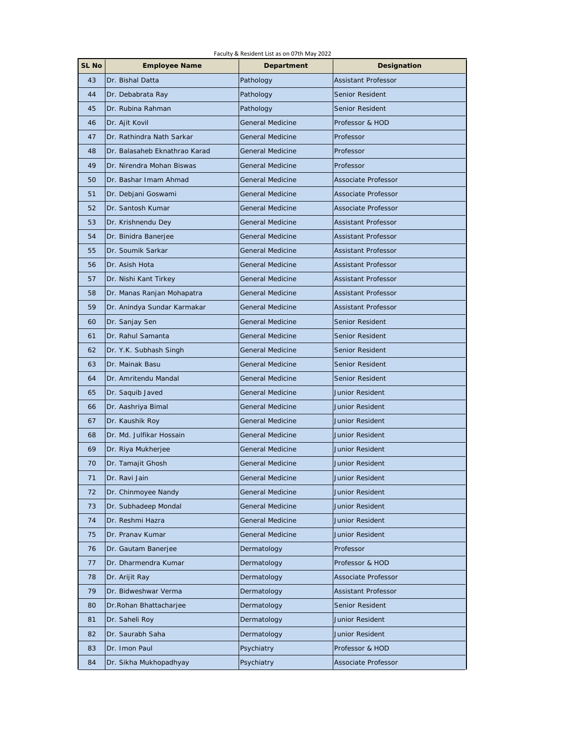Faculty & Resident List as on 07th May 2022

| SL No | Employee Name | Department | Designation |
|---|---|---|---|
| 43 | Dr. Bishal Datta | Pathology | Assistant Professor |
| 44 | Dr. Debabrata Ray | Pathology | Senior Resident |
| 45 | Dr. Rubina Rahman | Pathology | Senior Resident |
| 46 | Dr. Ajit Kovil | General Medicine | Professor & HOD |
| 47 | Dr. Rathindra Nath Sarkar | General Medicine | Professor |
| 48 | Dr. Balasaheb Eknathrao Karad | General Medicine | Professor |
| 49 | Dr. Nirendra Mohan Biswas | General Medicine | Professor |
| 50 | Dr. Bashar Imam Ahmad | General Medicine | Associate Professor |
| 51 | Dr. Debjani Goswami | General Medicine | Associate Professor |
| 52 | Dr. Santosh Kumar | General Medicine | Associate Professor |
| 53 | Dr. Krishnendu Dey | General Medicine | Assistant Professor |
| 54 | Dr. Binidra Banerjee | General Medicine | Assistant Professor |
| 55 | Dr. Soumik Sarkar | General Medicine | Assistant Professor |
| 56 | Dr. Asish Hota | General Medicine | Assistant Professor |
| 57 | Dr. Nishi Kant Tirkey | General Medicine | Assistant Professor |
| 58 | Dr. Manas Ranjan Mohapatra | General Medicine | Assistant Professor |
| 59 | Dr. Anindya Sundar Karmakar | General Medicine | Assistant Professor |
| 60 | Dr. Sanjay Sen | General Medicine | Senior Resident |
| 61 | Dr. Rahul Samanta | General Medicine | Senior Resident |
| 62 | Dr. Y.K. Subhash Singh | General Medicine | Senior Resident |
| 63 | Dr. Mainak Basu | General Medicine | Senior Resident |
| 64 | Dr. Amritendu Mandal | General Medicine | Senior Resident |
| 65 | Dr. Saquib Javed | General Medicine | Junior Resident |
| 66 | Dr. Aashriya Bimal | General Medicine | Junior Resident |
| 67 | Dr. Kaushik Roy | General Medicine | Junior Resident |
| 68 | Dr. Md. Julfikar Hossain | General Medicine | Junior Resident |
| 69 | Dr. Riya Mukherjee | General Medicine | Junior Resident |
| 70 | Dr. Tamajit Ghosh | General Medicine | Junior Resident |
| 71 | Dr. Ravi Jain | General Medicine | Junior Resident |
| 72 | Dr. Chinmoyee Nandy | General Medicine | Junior Resident |
| 73 | Dr. Subhadeep Mondal | General Medicine | Junior Resident |
| 74 | Dr. Reshmi Hazra | General Medicine | Junior Resident |
| 75 | Dr. Pranav Kumar | General Medicine | Junior Resident |
| 76 | Dr. Gautam Banerjee | Dermatology | Professor |
| 77 | Dr. Dharmendra Kumar | Dermatology | Professor & HOD |
| 78 | Dr. Arijit Ray | Dermatology | Associate Professor |
| 79 | Dr. Bidweshwar Verma | Dermatology | Assistant Professor |
| 80 | Dr.Rohan Bhattacharjee | Dermatology | Senior Resident |
| 81 | Dr. Saheli Roy | Dermatology | Junior Resident |
| 82 | Dr. Saurabh Saha | Dermatology | Junior Resident |
| 83 | Dr. Imon Paul | Psychiatry | Professor & HOD |
| 84 | Dr. Sikha Mukhopadhyay | Psychiatry | Associate Professor |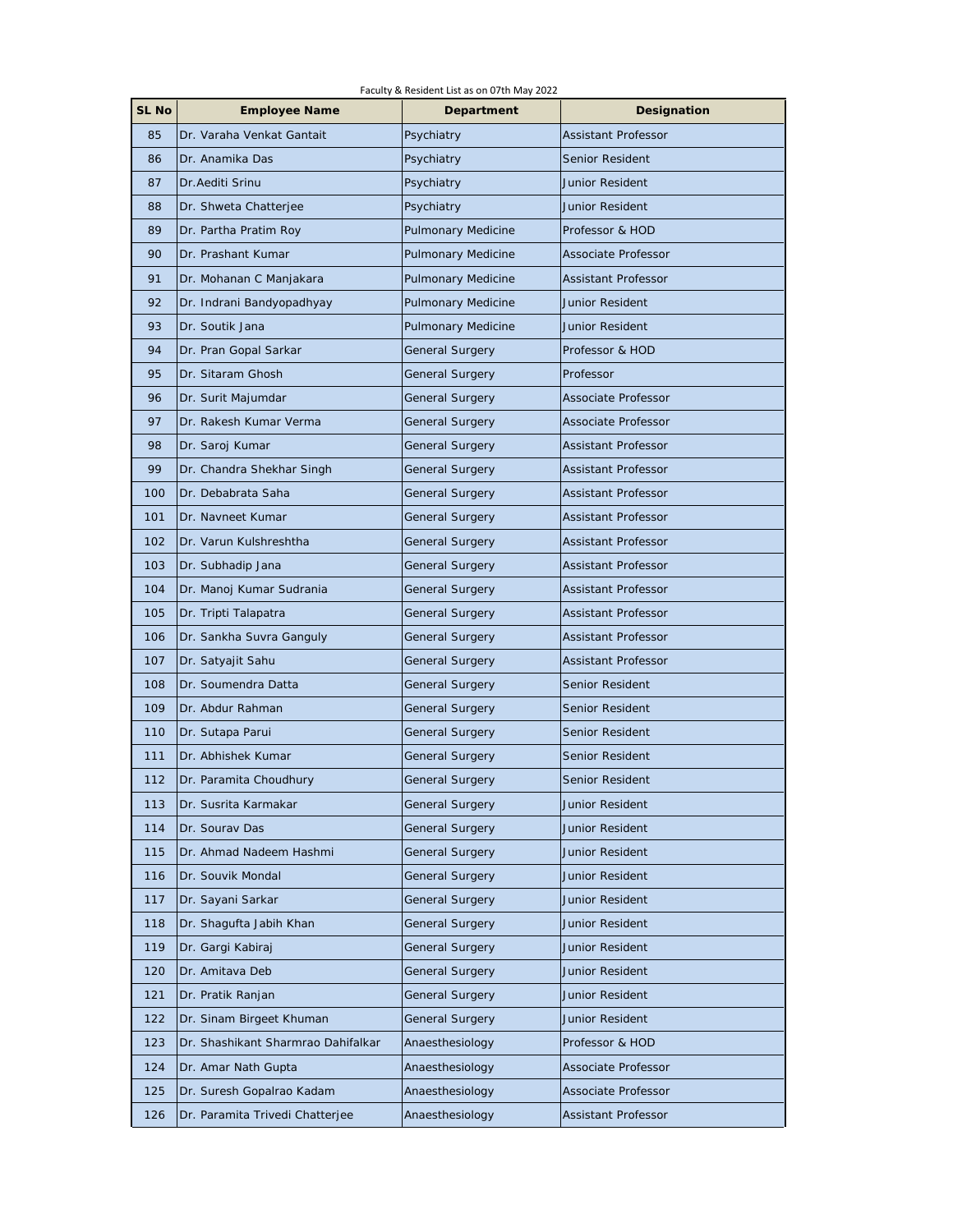Faculty & Resident List as on 07th May 2022

| SL No | Employee Name | Department | Designation |
|---|---|---|---|
| 85 | Dr. Varaha Venkat Gantait | Psychiatry | Assistant Professor |
| 86 | Dr. Anamika Das | Psychiatry | Senior Resident |
| 87 | Dr.Aediti Srinu | Psychiatry | Junior Resident |
| 88 | Dr. Shweta Chatterjee | Psychiatry | Junior Resident |
| 89 | Dr. Partha Pratim Roy | Pulmonary Medicine | Professor & HOD |
| 90 | Dr. Prashant Kumar | Pulmonary Medicine | Associate Professor |
| 91 | Dr. Mohanan C Manjakara | Pulmonary Medicine | Assistant Professor |
| 92 | Dr. Indrani Bandyopadhyay | Pulmonary Medicine | Junior Resident |
| 93 | Dr. Soutik Jana | Pulmonary Medicine | Junior Resident |
| 94 | Dr. Pran Gopal Sarkar | General Surgery | Professor & HOD |
| 95 | Dr. Sitaram Ghosh | General Surgery | Professor |
| 96 | Dr. Surit Majumdar | General Surgery | Associate Professor |
| 97 | Dr. Rakesh Kumar Verma | General Surgery | Associate Professor |
| 98 | Dr. Saroj Kumar | General Surgery | Assistant Professor |
| 99 | Dr. Chandra Shekhar Singh | General Surgery | Assistant Professor |
| 100 | Dr. Debabrata Saha | General Surgery | Assistant Professor |
| 101 | Dr. Navneet Kumar | General Surgery | Assistant Professor |
| 102 | Dr. Varun Kulshreshtha | General Surgery | Assistant Professor |
| 103 | Dr. Subhadip Jana | General Surgery | Assistant Professor |
| 104 | Dr. Manoj Kumar Sudrania | General Surgery | Assistant Professor |
| 105 | Dr. Tripti Talapatra | General Surgery | Assistant Professor |
| 106 | Dr. Sankha Suvra Ganguly | General Surgery | Assistant Professor |
| 107 | Dr. Satyajit Sahu | General Surgery | Assistant Professor |
| 108 | Dr. Soumendra Datta | General Surgery | Senior Resident |
| 109 | Dr. Abdur Rahman | General Surgery | Senior Resident |
| 110 | Dr. Sutapa Parui | General Surgery | Senior Resident |
| 111 | Dr. Abhishek Kumar | General Surgery | Senior Resident |
| 112 | Dr. Paramita Choudhury | General Surgery | Senior Resident |
| 113 | Dr. Susrita Karmakar | General Surgery | Junior Resident |
| 114 | Dr. Sourav Das | General Surgery | Junior Resident |
| 115 | Dr. Ahmad Nadeem Hashmi | General Surgery | Junior Resident |
| 116 | Dr. Souvik Mondal | General Surgery | Junior Resident |
| 117 | Dr. Sayani Sarkar | General Surgery | Junior Resident |
| 118 | Dr. Shagufta Jabih Khan | General Surgery | Junior Resident |
| 119 | Dr. Gargi Kabiraj | General Surgery | Junior Resident |
| 120 | Dr. Amitava Deb | General Surgery | Junior Resident |
| 121 | Dr. Pratik Ranjan | General Surgery | Junior Resident |
| 122 | Dr. Sinam Birgeet Khuman | General Surgery | Junior Resident |
| 123 | Dr. Shashikant Sharmrao Dahifalkar | Anaesthesiology | Professor & HOD |
| 124 | Dr. Amar Nath Gupta | Anaesthesiology | Associate Professor |
| 125 | Dr. Suresh Gopalrao Kadam | Anaesthesiology | Associate Professor |
| 126 | Dr. Paramita Trivedi Chatterjee | Anaesthesiology | Assistant Professor |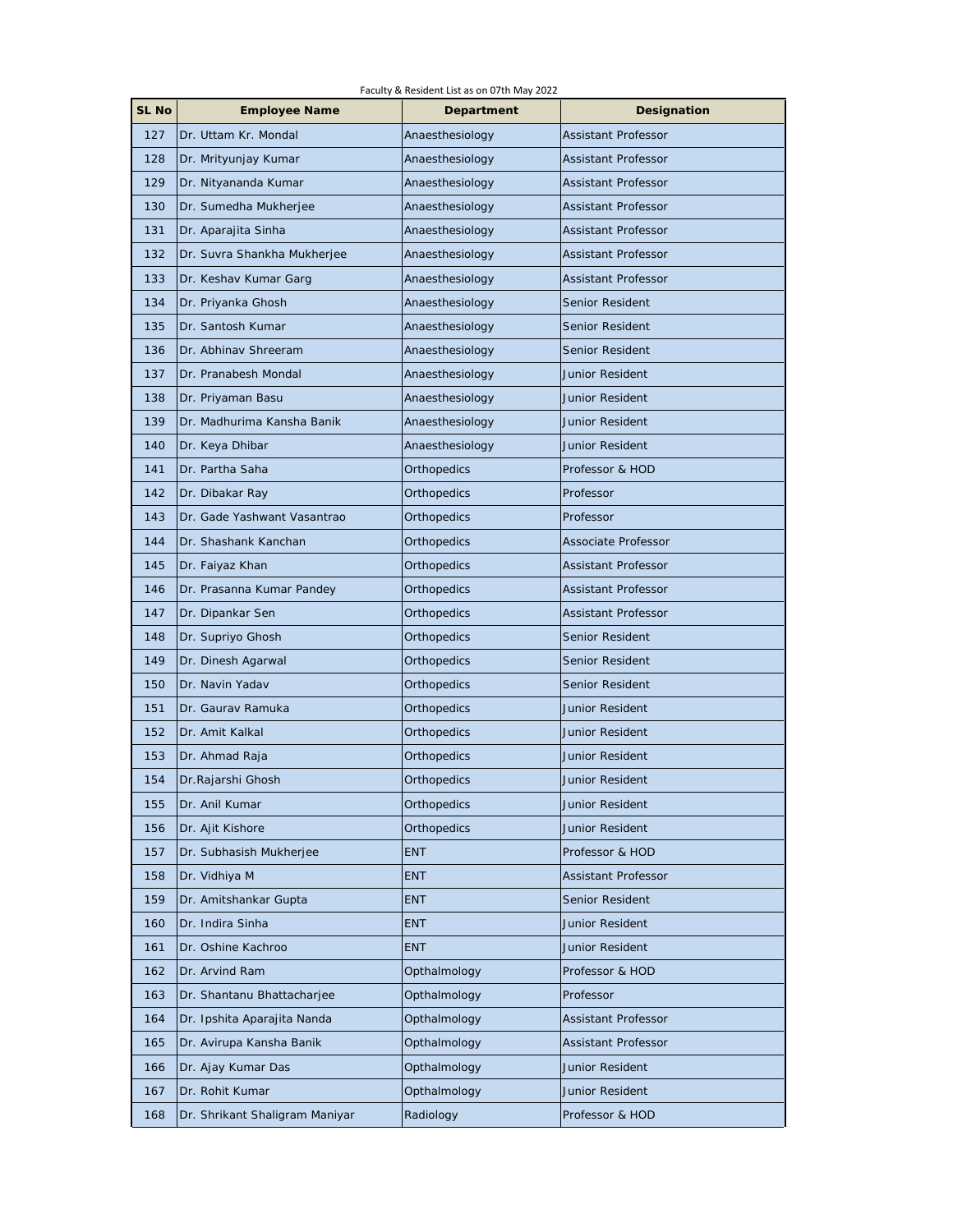Faculty & Resident List as on 07th May 2022

| SL No | Employee Name | Department | Designation |
|---|---|---|---|
| 127 | Dr. Uttam Kr. Mondal | Anaesthesiology | Assistant Professor |
| 128 | Dr. Mrityunjay Kumar | Anaesthesiology | Assistant Professor |
| 129 | Dr. Nityananda Kumar | Anaesthesiology | Assistant Professor |
| 130 | Dr. Sumedha Mukherjee | Anaesthesiology | Assistant Professor |
| 131 | Dr. Aparajita Sinha | Anaesthesiology | Assistant Professor |
| 132 | Dr. Suvra Shankha Mukherjee | Anaesthesiology | Assistant Professor |
| 133 | Dr. Keshav Kumar Garg | Anaesthesiology | Assistant Professor |
| 134 | Dr. Priyanka Ghosh | Anaesthesiology | Senior Resident |
| 135 | Dr. Santosh Kumar | Anaesthesiology | Senior Resident |
| 136 | Dr. Abhinav Shreeram | Anaesthesiology | Senior Resident |
| 137 | Dr. Pranabesh Mondal | Anaesthesiology | Junior Resident |
| 138 | Dr. Priyaman Basu | Anaesthesiology | Junior Resident |
| 139 | Dr. Madhurima Kansha Banik | Anaesthesiology | Junior Resident |
| 140 | Dr. Keya Dhibar | Anaesthesiology | Junior Resident |
| 141 | Dr. Partha Saha | Orthopedics | Professor & HOD |
| 142 | Dr. Dibakar Ray | Orthopedics | Professor |
| 143 | Dr. Gade Yashwant Vasantrao | Orthopedics | Professor |
| 144 | Dr. Shashank Kanchan | Orthopedics | Associate Professor |
| 145 | Dr. Faiyaz Khan | Orthopedics | Assistant Professor |
| 146 | Dr. Prasanna Kumar Pandey | Orthopedics | Assistant Professor |
| 147 | Dr. Dipankar Sen | Orthopedics | Assistant Professor |
| 148 | Dr. Supriyo Ghosh | Orthopedics | Senior Resident |
| 149 | Dr. Dinesh Agarwal | Orthopedics | Senior Resident |
| 150 | Dr. Navin Yadav | Orthopedics | Senior Resident |
| 151 | Dr. Gaurav Ramuka | Orthopedics | Junior Resident |
| 152 | Dr. Amit Kalkal | Orthopedics | Junior Resident |
| 153 | Dr. Ahmad Raja | Orthopedics | Junior Resident |
| 154 | Dr.Rajarshi Ghosh | Orthopedics | Junior Resident |
| 155 | Dr. Anil Kumar | Orthopedics | Junior Resident |
| 156 | Dr. Ajit Kishore | Orthopedics | Junior Resident |
| 157 | Dr. Subhasish Mukherjee | ENT | Professor & HOD |
| 158 | Dr. Vidhiya M | ENT | Assistant Professor |
| 159 | Dr. Amitshankar Gupta | ENT | Senior Resident |
| 160 | Dr. Indira Sinha | ENT | Junior Resident |
| 161 | Dr. Oshine Kachroo | ENT | Junior Resident |
| 162 | Dr. Arvind Ram | Opthalmology | Professor & HOD |
| 163 | Dr. Shantanu Bhattacharjee | Opthalmology | Professor |
| 164 | Dr. Ipshita Aparajita Nanda | Opthalmology | Assistant Professor |
| 165 | Dr. Avirupa Kansha Banik | Opthalmology | Assistant Professor |
| 166 | Dr. Ajay Kumar Das | Opthalmology | Junior Resident |
| 167 | Dr. Rohit Kumar | Opthalmology | Junior Resident |
| 168 | Dr. Shrikant Shaligram Maniyar | Radiology | Professor & HOD |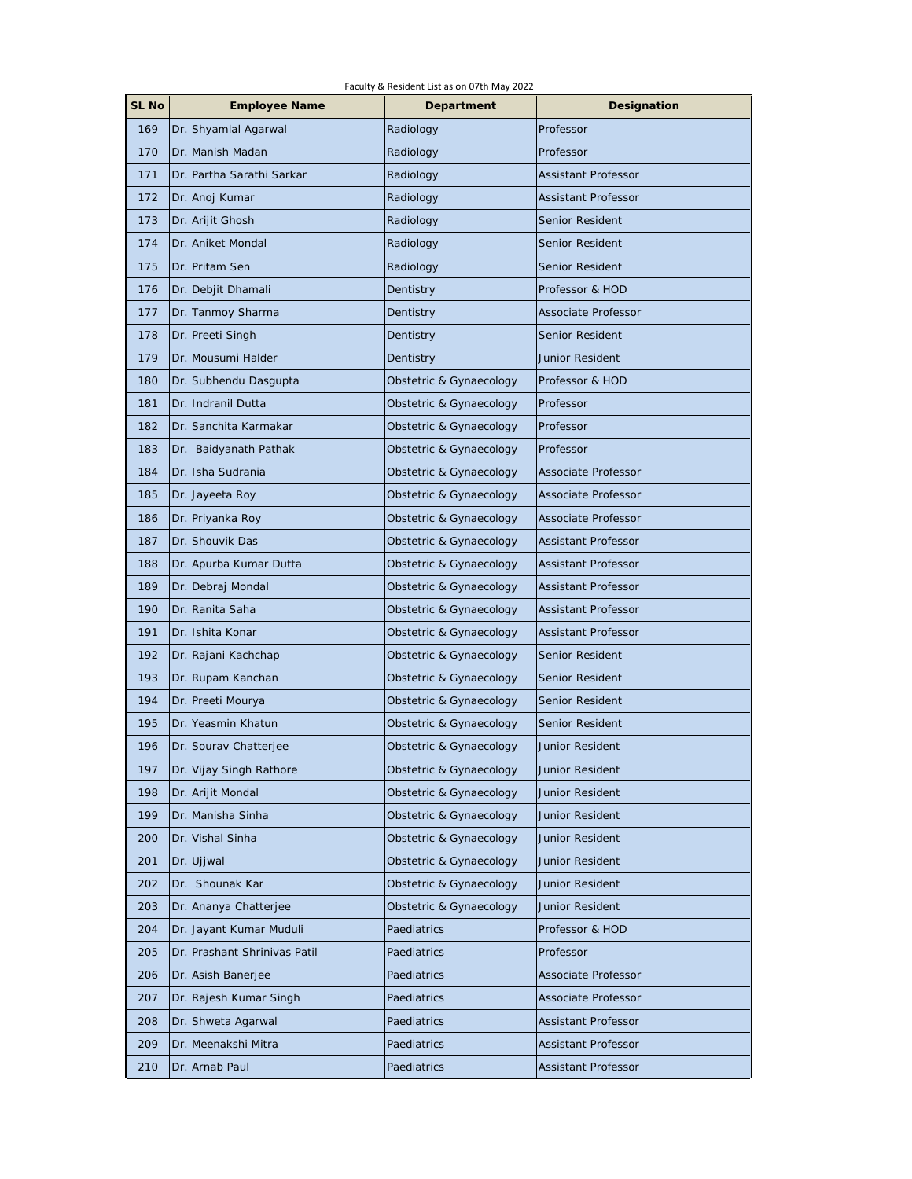Faculty & Resident List as on 07th May 2022

| SL No | Employee Name | Department | Designation |
|---|---|---|---|
| 169 | Dr. Shyamlal Agarwal | Radiology | Professor |
| 170 | Dr. Manish Madan | Radiology | Professor |
| 171 | Dr. Partha Sarathi Sarkar | Radiology | Assistant Professor |
| 172 | Dr. Anoj Kumar | Radiology | Assistant Professor |
| 173 | Dr. Arijit Ghosh | Radiology | Senior Resident |
| 174 | Dr. Aniket Mondal | Radiology | Senior Resident |
| 175 | Dr. Pritam Sen | Radiology | Senior Resident |
| 176 | Dr. Debjit Dhamali | Dentistry | Professor & HOD |
| 177 | Dr. Tanmoy Sharma | Dentistry | Associate Professor |
| 178 | Dr. Preeti Singh | Dentistry | Senior Resident |
| 179 | Dr. Mousumi Halder | Dentistry | Junior Resident |
| 180 | Dr. Subhendu Dasgupta | Obstetric & Gynaecology | Professor & HOD |
| 181 | Dr. Indranil Dutta | Obstetric & Gynaecology | Professor |
| 182 | Dr. Sanchita Karmakar | Obstetric & Gynaecology | Professor |
| 183 | Dr. Baidyanath Pathak | Obstetric & Gynaecology | Professor |
| 184 | Dr. Isha Sudrania | Obstetric & Gynaecology | Associate Professor |
| 185 | Dr. Jayeeta Roy | Obstetric & Gynaecology | Associate Professor |
| 186 | Dr. Priyanka Roy | Obstetric & Gynaecology | Associate Professor |
| 187 | Dr. Shouvik Das | Obstetric & Gynaecology | Assistant Professor |
| 188 | Dr. Apurba Kumar Dutta | Obstetric & Gynaecology | Assistant Professor |
| 189 | Dr. Debraj Mondal | Obstetric & Gynaecology | Assistant Professor |
| 190 | Dr. Ranita Saha | Obstetric & Gynaecology | Assistant Professor |
| 191 | Dr. Ishita Konar | Obstetric & Gynaecology | Assistant Professor |
| 192 | Dr. Rajani Kachchap | Obstetric & Gynaecology | Senior Resident |
| 193 | Dr. Rupam Kanchan | Obstetric & Gynaecology | Senior Resident |
| 194 | Dr. Preeti Mourya | Obstetric & Gynaecology | Senior Resident |
| 195 | Dr. Yeasmin Khatun | Obstetric & Gynaecology | Senior Resident |
| 196 | Dr. Sourav Chatterjee | Obstetric & Gynaecology | Junior Resident |
| 197 | Dr. Vijay Singh Rathore | Obstetric & Gynaecology | Junior Resident |
| 198 | Dr. Arijit Mondal | Obstetric & Gynaecology | Junior Resident |
| 199 | Dr. Manisha Sinha | Obstetric & Gynaecology | Junior Resident |
| 200 | Dr. Vishal Sinha | Obstetric & Gynaecology | Junior Resident |
| 201 | Dr. Ujjwal | Obstetric & Gynaecology | Junior Resident |
| 202 | Dr. Shounak Kar | Obstetric & Gynaecology | Junior Resident |
| 203 | Dr. Ananya Chatterjee | Obstetric & Gynaecology | Junior Resident |
| 204 | Dr. Jayant Kumar Muduli | Paediatrics | Professor & HOD |
| 205 | Dr. Prashant Shrinivas Patil | Paediatrics | Professor |
| 206 | Dr. Asish Banerjee | Paediatrics | Associate Professor |
| 207 | Dr. Rajesh Kumar Singh | Paediatrics | Associate Professor |
| 208 | Dr. Shweta Agarwal | Paediatrics | Assistant Professor |
| 209 | Dr. Meenakshi Mitra | Paediatrics | Assistant Professor |
| 210 | Dr. Arnab Paul | Paediatrics | Assistant Professor |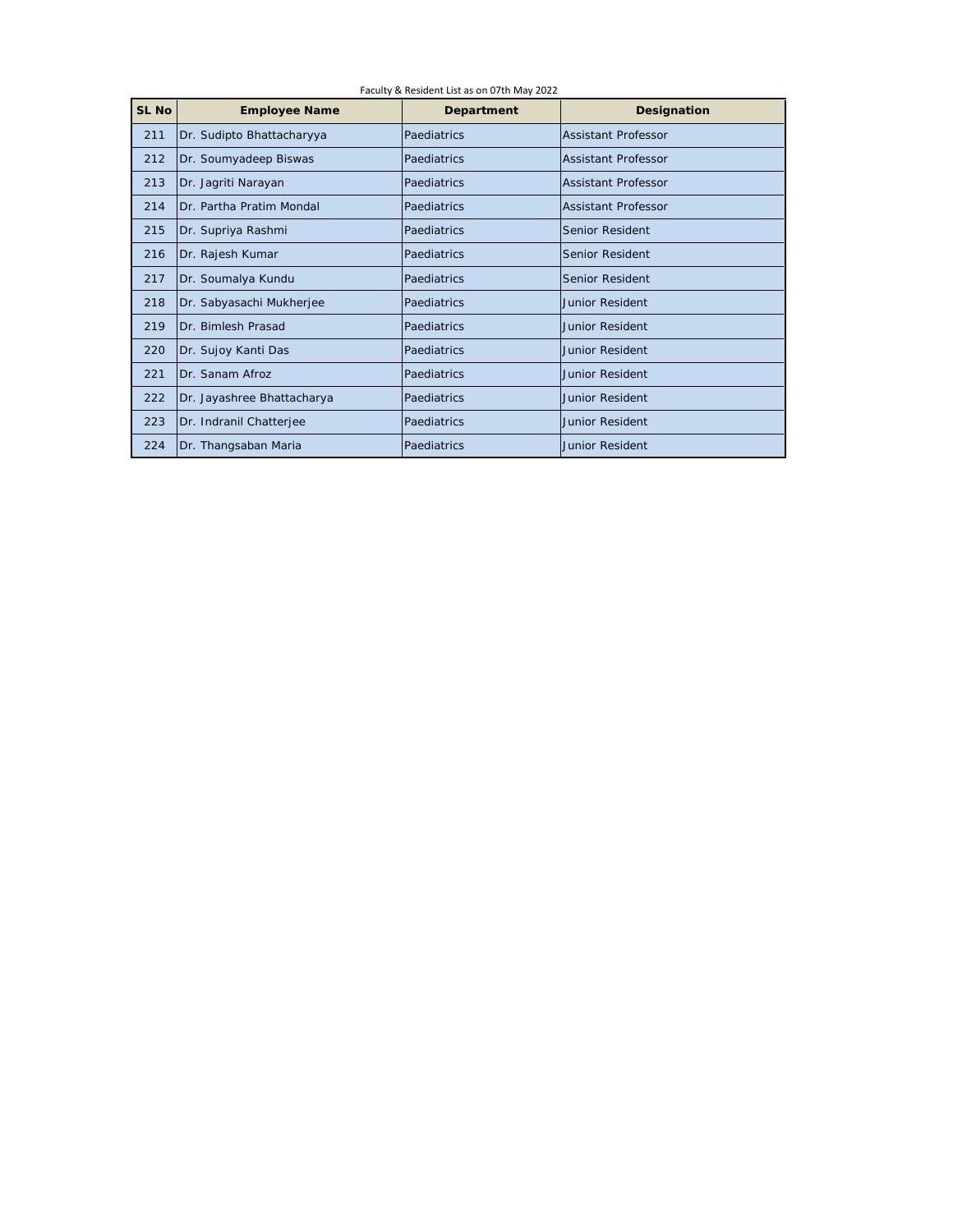Faculty & Resident List as on 07th May 2022

| SL No | Employee Name | Department | Designation |
|---|---|---|---|
| 211 | Dr. Sudipto Bhattacharyya | Paediatrics | Assistant Professor |
| 212 | Dr. Soumyadeep Biswas | Paediatrics | Assistant Professor |
| 213 | Dr. Jagriti Narayan | Paediatrics | Assistant Professor |
| 214 | Dr. Partha Pratim Mondal | Paediatrics | Assistant Professor |
| 215 | Dr. Supriya Rashmi | Paediatrics | Senior Resident |
| 216 | Dr. Rajesh Kumar | Paediatrics | Senior Resident |
| 217 | Dr. Soumalya Kundu | Paediatrics | Senior Resident |
| 218 | Dr. Sabyasachi Mukherjee | Paediatrics | Junior Resident |
| 219 | Dr. Bimlesh Prasad | Paediatrics | Junior Resident |
| 220 | Dr. Sujoy Kanti Das | Paediatrics | Junior Resident |
| 221 | Dr. Sanam Afroz | Paediatrics | Junior Resident |
| 222 | Dr. Jayashree Bhattacharya | Paediatrics | Junior Resident |
| 223 | Dr. Indranil Chatterjee | Paediatrics | Junior Resident |
| 224 | Dr. Thangsaban Maria | Paediatrics | Junior Resident |